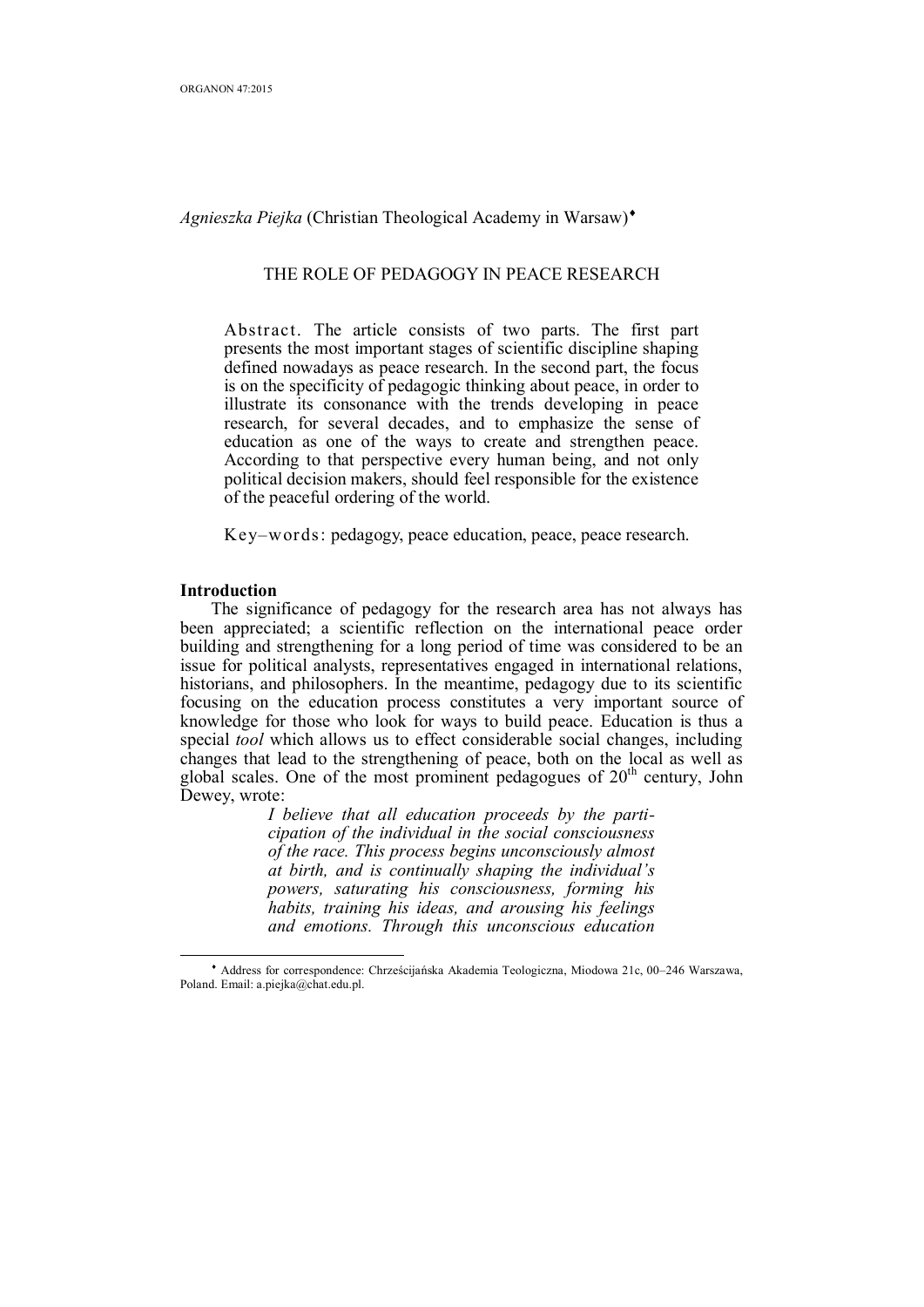*Agnieszka Piejka* (Christian Theological Academy in Warsaw)[♦]

## THE ROLE OF PEDAGOGY IN PEACE RESEARCH

Abstract. The article consists of two parts. The first part presents the most important stages of scientific discipline shaping defined nowadays as peace research. In the second part, the focus is on the specificity of pedagogic thinking about peace, in order to illustrate its consonance with the trends developing in peace research, for several decades, and to emphasize the sense of education as one of the ways to create and strengthen peace. According to that perspective every human being, and not only political decision makers, should feel responsible for the existence of the peaceful ordering of the world.

Key–words: pedagogy, peace education, peace, peace research.

### Introduction

The significance of pedagogy for the research area has not always has been appreciated; a scientific reflection on the international peace order building and strengthening for a long period of time was considered to be an issue for political analysts, representatives engaged in international relations, historians, and philosophers. In the meantime, pedagogy due to its scientific focusing on the education process constitutes a very important source of knowledge for those who look for ways to build peace. Education is thus a special *tool* which allows us to effect considerable social changes, including changes that lead to the strengthening of peace, both on the local as well as global scales. One of the most prominent pedagogues of 20th century, John Dewey, wrote:

> *I believe that all education proceeds by the participation of the individual in the social consciousness of the race. This process begins unconsciously almost at birth, and is continually shaping the individual's powers, saturating his consciousness, forming his habits, training his ideas, and arousing his feelings and emotions. Through this unconscious education*

[♦] Address for correspondence: Chrześcijańska Akademia Teologiczna, Miodowa 21c, 00–246 Warszawa, Poland. Email: a.piejka@chat.edu.pl.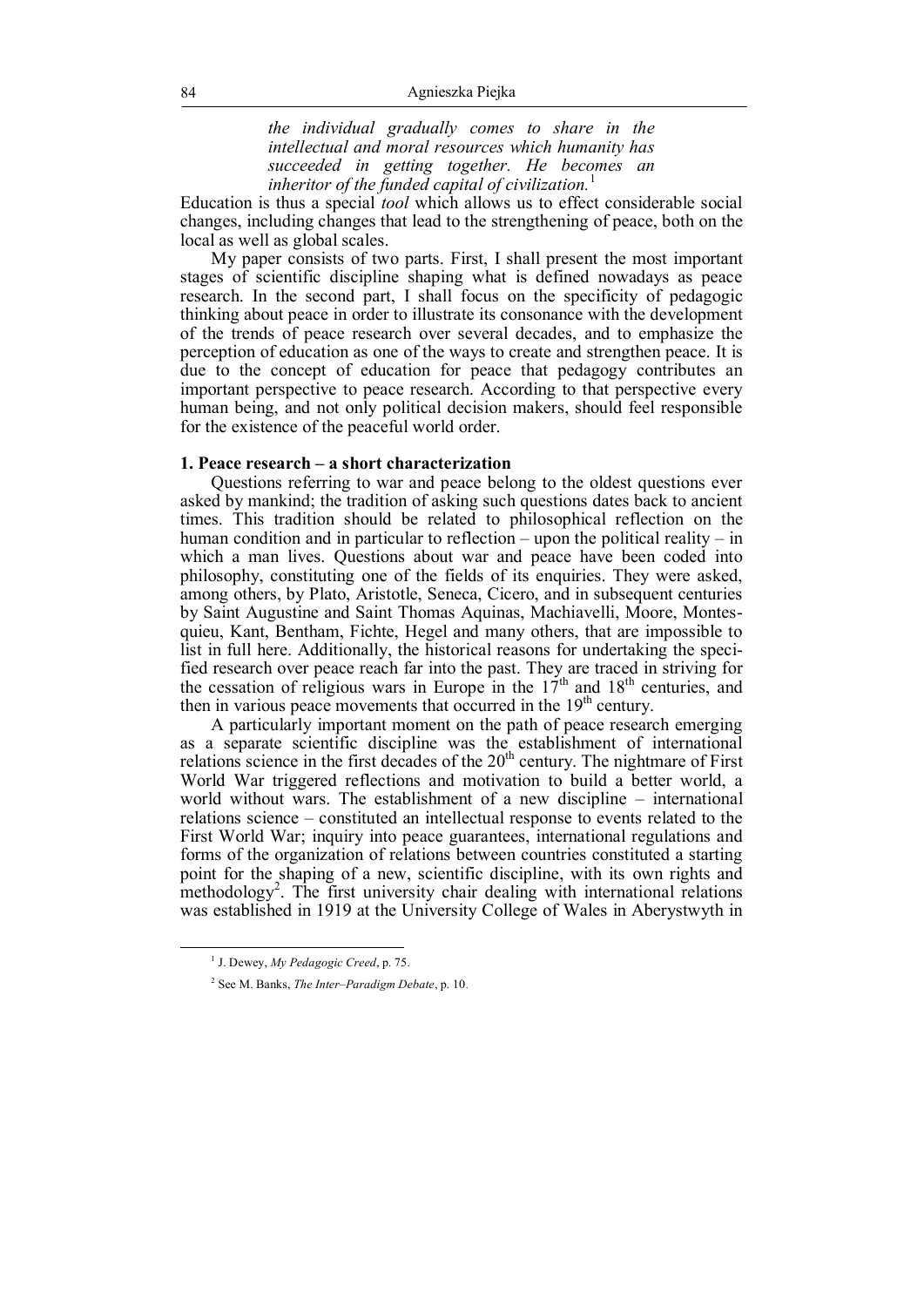> *the individual gradually comes to share in the intellectual and moral resources which humanity has succeeded in getting together. He becomes an inheritor of the funded capital of civilization.*[1]

Education is thus a special *tool* which allows us to effect considerable social changes, including changes that lead to the strengthening of peace, both on the local as well as global scales.

My paper consists of two parts. First, I shall present the most important stages of scientific discipline shaping what is defined nowadays as peace research. In the second part, I shall focus on the specificity of pedagogic thinking about peace in order to illustrate its consonance with the development of the trends of peace research over several decades, and to emphasize the perception of education as one of the ways to create and strengthen peace. It is due to the concept of education for peace that pedagogy contributes an important perspective to peace research. According to that perspective every human being, and not only political decision makers, should feel responsible for the existence of the peaceful world order.

## 1. Peace research – a short characterization

Questions referring to war and peace belong to the oldest questions ever asked by mankind; the tradition of asking such questions dates back to ancient times. This tradition should be related to philosophical reflection on the human condition and in particular to reflection – upon the political reality – in which a man lives. Questions about war and peace have been coded into philosophy, constituting one of the fields of its enquiries. They were asked, among others, by Plato, Aristotle, Seneca, Cicero, and in subsequent centuries by Saint Augustine and Saint Thomas Aquinas, Machiavelli, Moore, Montesquieu, Kant, Bentham, Fichte, Hegel and many others, that are impossible to list in full here. Additionally, the historical reasons for undertaking the specified research over peace reach far into the past. They are traced in striving for the cessation of religious wars in Europe in the 17th and 18th centuries, and then in various peace movements that occurred in the 19th century.

A particularly important moment on the path of peace research emerging as a separate scientific discipline was the establishment of international relations science in the first decades of the 20th century. The nightmare of First World War triggered reflections and motivation to build a better world, a world without wars. The establishment of a new discipline – international relations science – constituted an intellectual response to events related to the First World War; inquiry into peace guarantees, international regulations and forms of the organization of relations between countries constituted a starting point for the shaping of a new, scientific discipline, with its own rights and methodology[2]. The first university chair dealing with international relations was established in 1919 at the University College of Wales in Aberystwyth in

---

[1] J. Dewey, *My Pedagogic Creed*, p. 75.

[2] See M. Banks, *The Inter–Paradigm Debate*, p. 10.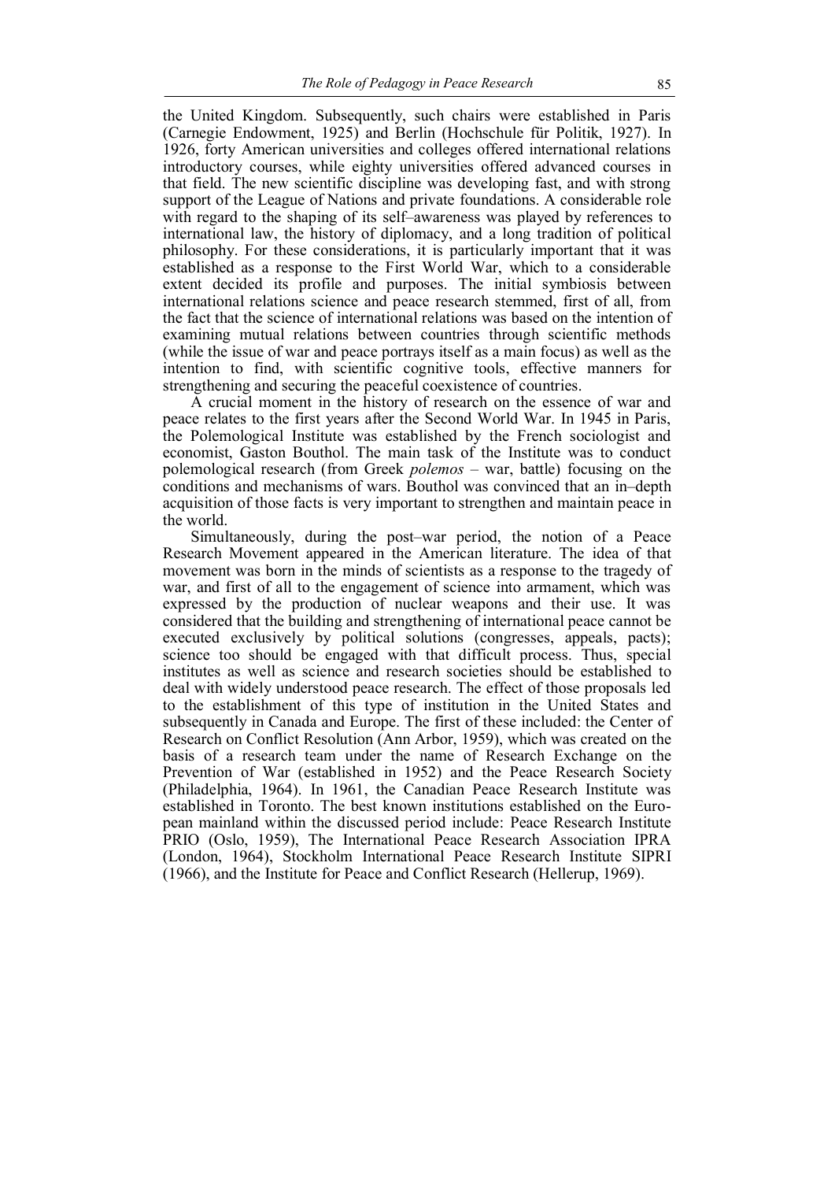the United Kingdom. Subsequently, such chairs were established in Paris (Carnegie Endowment, 1925) and Berlin (Hochschule für Politik, 1927). In 1926, forty American universities and colleges offered international relations introductory courses, while eighty universities offered advanced courses in that field. The new scientific discipline was developing fast, and with strong support of the League of Nations and private foundations. A considerable role with regard to the shaping of its self–awareness was played by references to international law, the history of diplomacy, and a long tradition of political philosophy. For these considerations, it is particularly important that it was established as a response to the First World War, which to a considerable extent decided its profile and purposes. The initial symbiosis between international relations science and peace research stemmed, first of all, from the fact that the science of international relations was based on the intention of examining mutual relations between countries through scientific methods (while the issue of war and peace portrays itself as a main focus) as well as the intention to find, with scientific cognitive tools, effective manners for strengthening and securing the peaceful coexistence of countries.

A crucial moment in the history of research on the essence of war and peace relates to the first years after the Second World War. In 1945 in Paris, the Polemological Institute was established by the French sociologist and economist, Gaston Bouthol. The main task of the Institute was to conduct polemological research (from Greek *polemos* – war, battle) focusing on the conditions and mechanisms of wars. Bouthol was convinced that an in–depth acquisition of those facts is very important to strengthen and maintain peace in the world.

Simultaneously, during the post–war period, the notion of a Peace Research Movement appeared in the American literature. The idea of that movement was born in the minds of scientists as a response to the tragedy of war, and first of all to the engagement of science into armament, which was expressed by the production of nuclear weapons and their use. It was considered that the building and strengthening of international peace cannot be executed exclusively by political solutions (congresses, appeals, pacts); science too should be engaged with that difficult process. Thus, special institutes as well as science and research societies should be established to deal with widely understood peace research. The effect of those proposals led to the establishment of this type of institution in the United States and subsequently in Canada and Europe. The first of these included: the Center of Research on Conflict Resolution (Ann Arbor, 1959), which was created on the basis of a research team under the name of Research Exchange on the Prevention of War (established in 1952) and the Peace Research Society (Philadelphia, 1964). In 1961, the Canadian Peace Research Institute was established in Toronto. The best known institutions established on the European mainland within the discussed period include: Peace Research Institute PRIO (Oslo, 1959), The International Peace Research Association IPRA (London, 1964), Stockholm International Peace Research Institute SIPRI (1966), and the Institute for Peace and Conflict Research (Hellerup, 1969).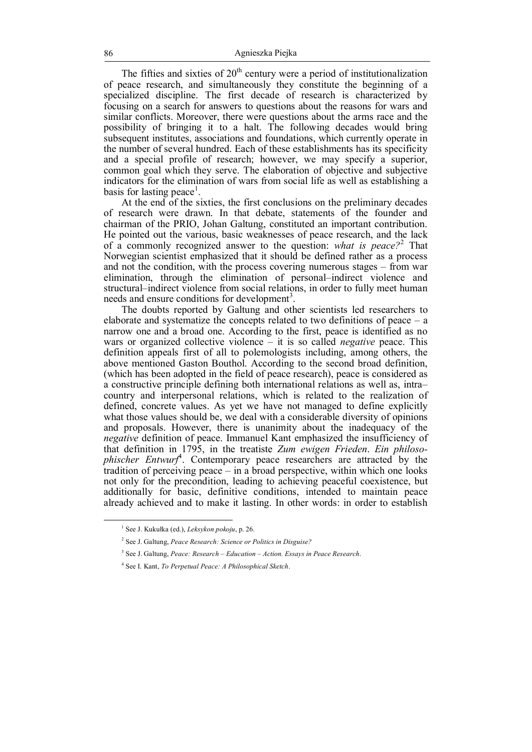The fifties and sixties of 20th century were a period of institutionalization of peace research, and simultaneously they constitute the beginning of a specialized discipline. The first decade of research is characterized by focusing on a search for answers to questions about the reasons for wars and similar conflicts. Moreover, there were questions about the arms race and the possibility of bringing it to a halt. The following decades would bring subsequent institutes, associations and foundations, which currently operate in the number of several hundred. Each of these establishments has its specificity and a special profile of research; however, we may specify a superior, common goal which they serve. The elaboration of objective and subjective indicators for the elimination of wars from social life as well as establishing a basis for lasting peace[1].

At the end of the sixties, the first conclusions on the preliminary decades of research were drawn. In that debate, statements of the founder and chairman of the PRIO, Johan Galtung, constituted an important contribution. He pointed out the various, basic weaknesses of peace research, and the lack of a commonly recognized answer to the question: *what is peace?*[2] That Norwegian scientist emphasized that it should be defined rather as a process and not the condition, with the process covering numerous stages – from war elimination, through the elimination of personal–indirect violence and structural–indirect violence from social relations, in order to fully meet human needs and ensure conditions for development[3].

The doubts reported by Galtung and other scientists led researchers to elaborate and systematize the concepts related to two definitions of peace – a narrow one and a broad one. According to the first, peace is identified as no wars or organized collective violence – it is so called *negative* peace. This definition appeals first of all to polemologists including, among others, the above mentioned Gaston Bouthol. According to the second broad definition, (which has been adopted in the field of peace research), peace is considered as a constructive principle defining both international relations as well as, intra–country and interpersonal relations, which is related to the realization of defined, concrete values. As yet we have not managed to define explicitly what those values should be, we deal with a considerable diversity of opinions and proposals. However, there is unanimity about the inadequacy of the *negative* definition of peace. Immanuel Kant emphasized the insufficiency of that definition in 1795, in the treatiste *Zum ewigen Frieden. Ein philosophischer Entwurf*[4]. Contemporary peace researchers are attracted by the tradition of perceiving peace – in a broad perspective, within which one looks not only for the precondition, leading to achieving peaceful coexistence, but additionally for basic, definitive conditions, intended to maintain peace already achieved and to make it lasting. In other words: in order to establish

---

[1] See J. Kukułka (ed.), *Leksykon pokoju*, p. 26.

[2] See J. Galtung, *Peace Research: Science or Politics in Disguise?*

[3] See J. Galtung, *Peace: Research – Education – Action. Essays in Peace Research*.

[4] See I. Kant, *To Perpetual Peace: A Philosophical Sketch*.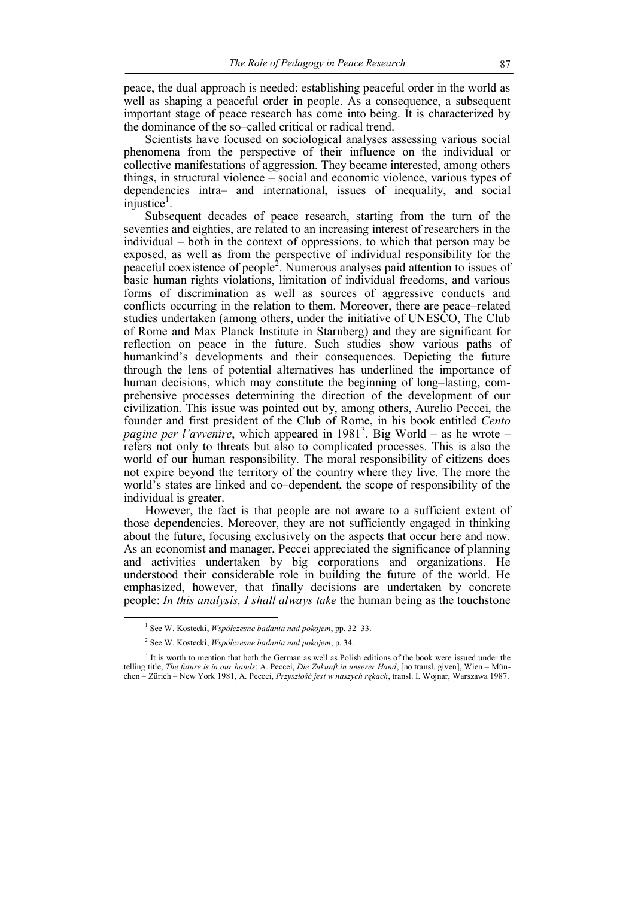peace, the dual approach is needed: establishing peaceful order in the world as well as shaping a peaceful order in people. As a consequence, a subsequent important stage of peace research has come into being. It is characterized by the dominance of the so–called critical or radical trend.

Scientists have focused on sociological analyses assessing various social phenomena from the perspective of their influence on the individual or collective manifestations of aggression. They became interested, among others things, in structural violence – social and economic violence, various types of dependencies intra– and international, issues of inequality, and social injustice[1].

Subsequent decades of peace research, starting from the turn of the seventies and eighties, are related to an increasing interest of researchers in the individual – both in the context of oppressions, to which that person may be exposed, as well as from the perspective of individual responsibility for the peaceful coexistence of people[2]. Numerous analyses paid attention to issues of basic human rights violations, limitation of individual freedoms, and various forms of discrimination as well as sources of aggressive conducts and conflicts occurring in the relation to them. Moreover, there are peace–related studies undertaken (among others, under the initiative of UNESCO, The Club of Rome and Max Planck Institute in Starnberg) and they are significant for reflection on peace in the future. Such studies show various paths of humankind's developments and their consequences. Depicting the future through the lens of potential alternatives has underlined the importance of human decisions, which may constitute the beginning of long–lasting, comprehensive processes determining the direction of the development of our civilization. This issue was pointed out by, among others, Aurelio Peccei, the founder and first president of the Club of Rome, in his book entitled *Cento pagine per l'avvenire*, which appeared in 1981[3]. Big World – as he wrote – refers not only to threats but also to complicated processes. This is also the world of our human responsibility. The moral responsibility of citizens does not expire beyond the territory of the country where they live. The more the world's states are linked and co–dependent, the scope of responsibility of the individual is greater.

However, the fact is that people are not aware to a sufficient extent of those dependencies. Moreover, they are not sufficiently engaged in thinking about the future, focusing exclusively on the aspects that occur here and now. As an economist and manager, Peccei appreciated the significance of planning and activities undertaken by big corporations and organizations. He understood their considerable role in building the future of the world. He emphasized, however, that finally decisions are undertaken by concrete people: *In this analysis, I shall always take* the human being as the touchstone

---

[1] See W. Kostecki, *Współczesne badania nad pokojem*, pp. 32–33.

[2] See W. Kostecki, *Współczesne badania nad pokojem*, p. 34.

[3] It is worth to mention that both the German as well as Polish editions of the book were issued under the telling title, *The future is in our hands*: A. Peccei, *Die Zukunft in unserer Hand*, [no transl. given], Wien – München – Zürich – New York 1981, A. Peccei, *Przyszłość jest w naszych rękach*, transl. I. Wojnar, Warszawa 1987.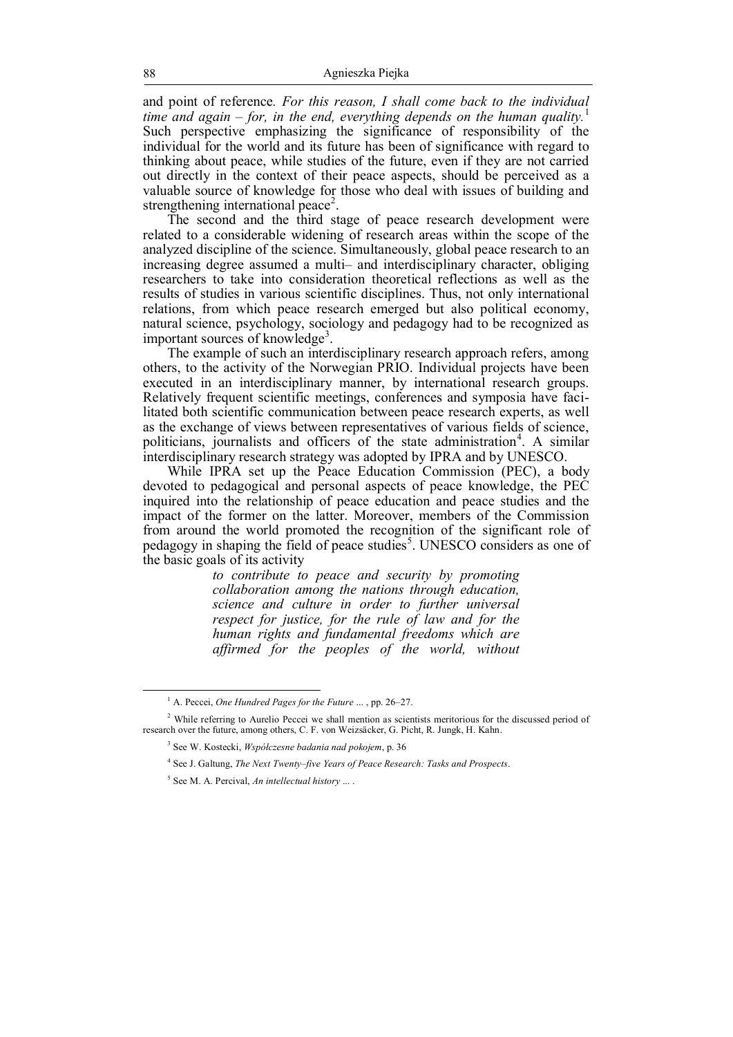and point of reference. *For this reason, I shall come back to the individual time and again – for, in the end, everything depends on the human quality.*[1] Such perspective emphasizing the significance of responsibility of the individual for the world and its future has been of significance with regard to thinking about peace, while studies of the future, even if they are not carried out directly in the context of their peace aspects, should be perceived as a valuable source of knowledge for those who deal with issues of building and strengthening international peace[2].

The second and the third stage of peace research development were related to a considerable widening of research areas within the scope of the analyzed discipline of the science. Simultaneously, global peace research to an increasing degree assumed a multi– and interdisciplinary character, obliging researchers to take into consideration theoretical reflections as well as the results of studies in various scientific disciplines. Thus, not only international relations, from which peace research emerged but also political economy, natural science, psychology, sociology and pedagogy had to be recognized as important sources of knowledge[3].

The example of such an interdisciplinary research approach refers, among others, to the activity of the Norwegian PRIO. Individual projects have been executed in an interdisciplinary manner, by international research groups. Relatively frequent scientific meetings, conferences and symposia have facilitated both scientific communication between peace research experts, as well as the exchange of views between representatives of various fields of science, politicians, journalists and officers of the state administration[4]. A similar interdisciplinary research strategy was adopted by IPRA and by UNESCO.

While IPRA set up the Peace Education Commission (PEC), a body devoted to pedagogical and personal aspects of peace knowledge, the PEC inquired into the relationship of peace education and peace studies and the impact of the former on the latter. Moreover, members of the Commission from around the world promoted the recognition of the significant role of pedagogy in shaping the field of peace studies[5]. UNESCO considers as one of the basic goals of its activity

> *to contribute to peace and security by promoting collaboration among the nations through education, science and culture in order to further universal respect for justice, for the rule of law and for the human rights and fundamental freedoms which are affirmed for the peoples of the world, without*

---

[1] A. Peccei, *One Hundred Pages for the Future ...* , pp. 26–27.

[2] While referring to Aurelio Peccei we shall mention as scientists meritorious for the discussed period of research over the future, among others, C. F. von Weizsäcker, G. Picht, R. Jungk, H. Kahn.

[3] See W. Kostecki, *Współczesne badania nad pokojem*, p. 36

[4] See J. Galtung, *The Next Twenty–five Years of Peace Research: Tasks and Prospects*.

[5] See M. A. Percival, *An intellectual history ...* .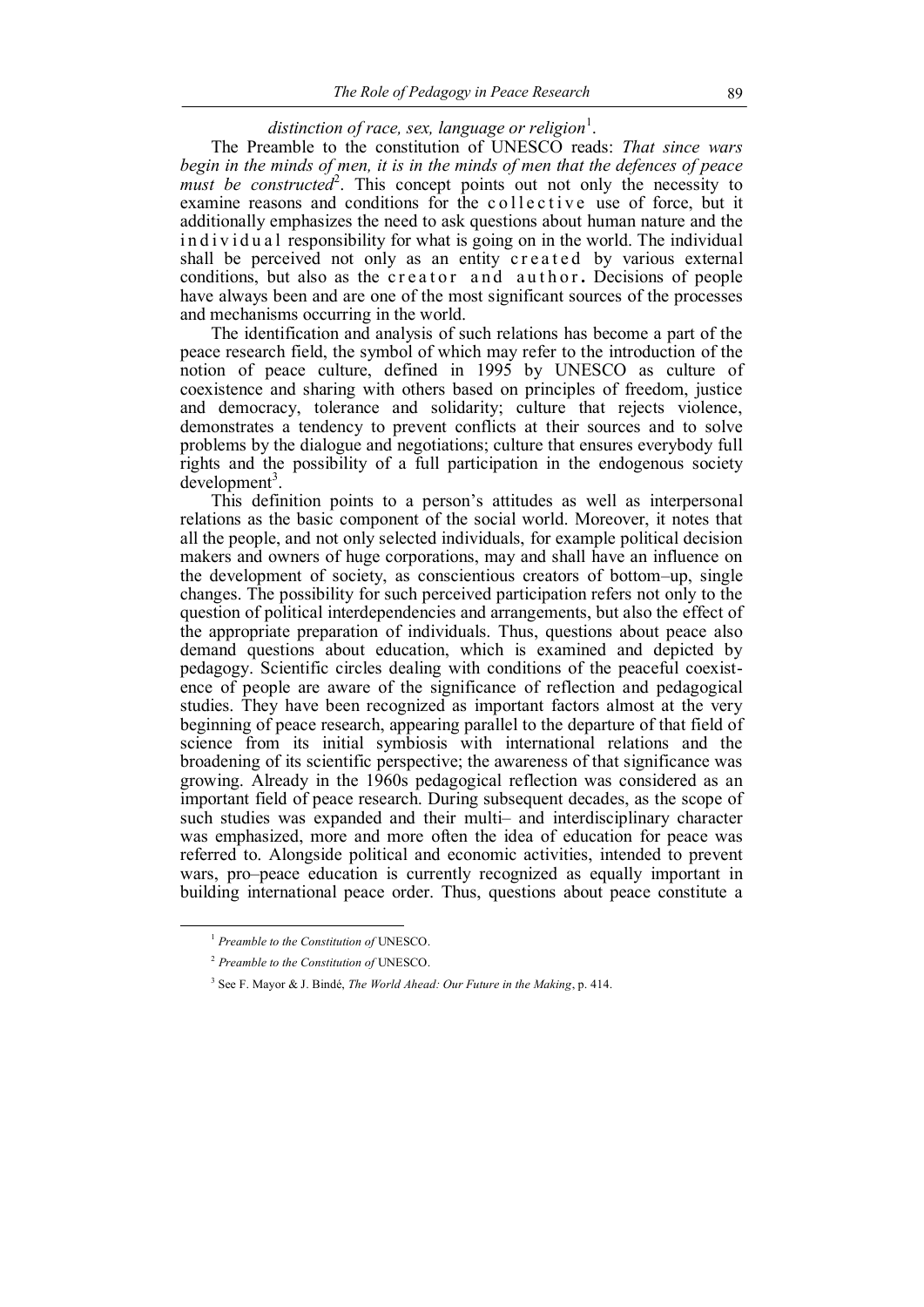*distinction of race, sex, language or religion*[1].

The Preamble to the constitution of UNESCO reads: *That since wars begin in the minds of men, it is in the minds of men that the defences of peace must be constructed*[2]. This concept points out not only the necessity to examine reasons and conditions for the collective use of force, but it additionally emphasizes the need to ask questions about human nature and the individual responsibility for what is going on in the world. The individual shall be perceived not only as an entity created by various external conditions, but also as the creator and author**.** Decisions of people have always been and are one of the most significant sources of the processes and mechanisms occurring in the world.

The identification and analysis of such relations has become a part of the peace research field, the symbol of which may refer to the introduction of the notion of peace culture, defined in 1995 by UNESCO as culture of coexistence and sharing with others based on principles of freedom, justice and democracy, tolerance and solidarity; culture that rejects violence, demonstrates a tendency to prevent conflicts at their sources and to solve problems by the dialogue and negotiations; culture that ensures everybody full rights and the possibility of a full participation in the endogenous society development[3].

This definition points to a person's attitudes as well as interpersonal relations as the basic component of the social world. Moreover, it notes that all the people, and not only selected individuals, for example political decision makers and owners of huge corporations, may and shall have an influence on the development of society, as conscientious creators of bottom–up, single changes. The possibility for such perceived participation refers not only to the question of political interdependencies and arrangements, but also the effect of the appropriate preparation of individuals. Thus, questions about peace also demand questions about education, which is examined and depicted by pedagogy. Scientific circles dealing with conditions of the peaceful coexistence of people are aware of the significance of reflection and pedagogical studies. They have been recognized as important factors almost at the very beginning of peace research, appearing parallel to the departure of that field of science from its initial symbiosis with international relations and the broadening of its scientific perspective; the awareness of that significance was growing. Already in the 1960s pedagogical reflection was considered as an important field of peace research. During subsequent decades, as the scope of such studies was expanded and their multi– and interdisciplinary character was emphasized, more and more often the idea of education for peace was referred to. Alongside political and economic activities, intended to prevent wars, pro–peace education is currently recognized as equally important in building international peace order. Thus, questions about peace constitute a

---

[1] *Preamble to the Constitution of* UNESCO.

[2] *Preamble to the Constitution of* UNESCO.

[3] See F. Mayor & J. Bindé, *The World Ahead: Our Future in the Making*, p. 414.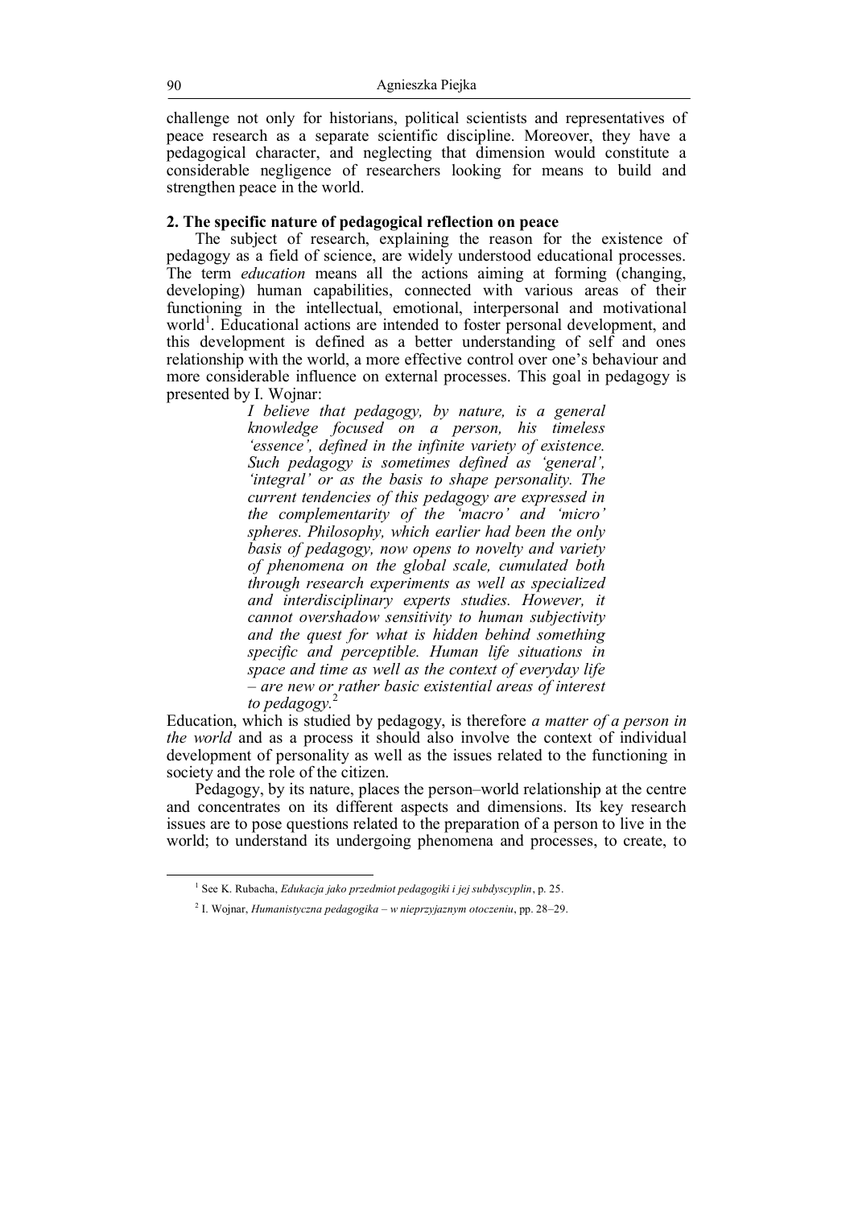challenge not only for historians, political scientists and representatives of peace research as a separate scientific discipline. Moreover, they have a pedagogical character, and neglecting that dimension would constitute a considerable negligence of researchers looking for means to build and strengthen peace in the world.

## 2. The specific nature of pedagogical reflection on peace

The subject of research, explaining the reason for the existence of pedagogy as a field of science, are widely understood educational processes. The term *education* means all the actions aiming at forming (changing, developing) human capabilities, connected with various areas of their functioning in the intellectual, emotional, interpersonal and motivational world[1]. Educational actions are intended to foster personal development, and this development is defined as a better understanding of self and ones relationship with the world, a more effective control over one's behaviour and more considerable influence on external processes. This goal in pedagogy is presented by I. Wojnar:

> *I believe that pedagogy, by nature, is a general knowledge focused on a person, his timeless 'essence', defined in the infinite variety of existence. Such pedagogy is sometimes defined as 'general', 'integral' or as the basis to shape personality. The current tendencies of this pedagogy are expressed in the complementarity of the 'macro' and 'micro' spheres. Philosophy, which earlier had been the only basis of pedagogy, now opens to novelty and variety of phenomena on the global scale, cumulated both through research experiments as well as specialized and interdisciplinary experts studies. However, it cannot overshadow sensitivity to human subjectivity and the quest for what is hidden behind something specific and perceptible. Human life situations in space and time as well as the context of everyday life – are new or rather basic existential areas of interest to pedagogy.*[2]

Education, which is studied by pedagogy, is therefore *a matter of a person in the world* and as a process it should also involve the context of individual development of personality as well as the issues related to the functioning in society and the role of the citizen.

Pedagogy, by its nature, places the person–world relationship at the centre and concentrates on its different aspects and dimensions. Its key research issues are to pose questions related to the preparation of a person to live in the world; to understand its undergoing phenomena and processes, to create, to

---

[1] See K. Rubacha, *Edukacja jako przedmiot pedagogiki i jej subdyscyplin*, p. 25.

[2] I. Wojnar, *Humanistyczna pedagogika – w nieprzyjaznym otoczeniu*, pp. 28–29.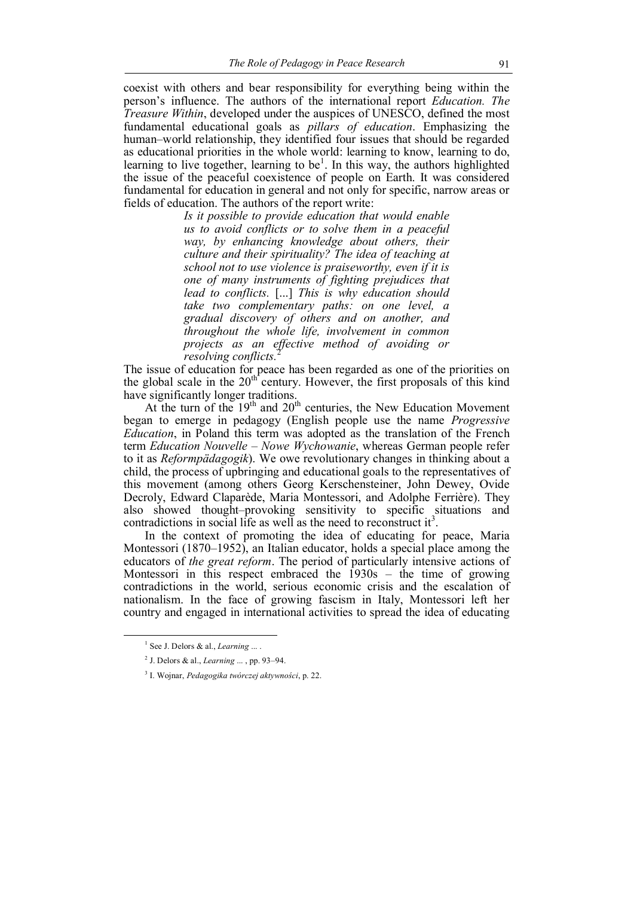coexist with others and bear responsibility for everything being within the person's influence. The authors of the international report *Education. The Treasure Within*, developed under the auspices of UNESCO, defined the most fundamental educational goals as *pillars of education*. Emphasizing the human–world relationship, they identified four issues that should be regarded as educational priorities in the whole world: learning to know, learning to do, learning to live together, learning to be[1]. In this way, the authors highlighted the issue of the peaceful coexistence of people on Earth. It was considered fundamental for education in general and not only for specific, narrow areas or fields of education. The authors of the report write:

> *Is it possible to provide education that would enable us to avoid conflicts or to solve them in a peaceful way, by enhancing knowledge about others, their culture and their spirituality? The idea of teaching at school not to use violence is praiseworthy, even if it is one of many instruments of fighting prejudices that lead to conflicts.* [...] *This is why education should take two complementary paths: on one level, a gradual discovery of others and on another, and throughout the whole life, involvement in common projects as an effective method of avoiding or resolving conflicts.*[2]

The issue of education for peace has been regarded as one of the priorities on the global scale in the 20th century. However, the first proposals of this kind have significantly longer traditions.

At the turn of the 19th and 20th centuries, the New Education Movement began to emerge in pedagogy (English people use the name *Progressive Education*, in Poland this term was adopted as the translation of the French term *Education Nouvelle – Nowe Wychowanie*, whereas German people refer to it as *Reformpädagogik*). We owe revolutionary changes in thinking about a child, the process of upbringing and educational goals to the representatives of this movement (among others Georg Kerschensteiner, John Dewey, Ovide Decroly, Edward Claparède, Maria Montessori, and Adolphe Ferrière). They also showed thought–provoking sensitivity to specific situations and contradictions in social life as well as the need to reconstruct it[3].

In the context of promoting the idea of educating for peace, Maria Montessori (1870–1952), an Italian educator, holds a special place among the educators of *the great reform*. The period of particularly intensive actions of Montessori in this respect embraced the 1930s – the time of growing contradictions in the world, serious economic crisis and the escalation of nationalism. In the face of growing fascism in Italy, Montessori left her country and engaged in international activities to spread the idea of educating

---

[1] See J. Delors & al., *Learning ...* .

[2] J. Delors & al., *Learning ...* , pp. 93–94.

[3] I. Wojnar, *Pedagogika twórczej aktywności*, p. 22.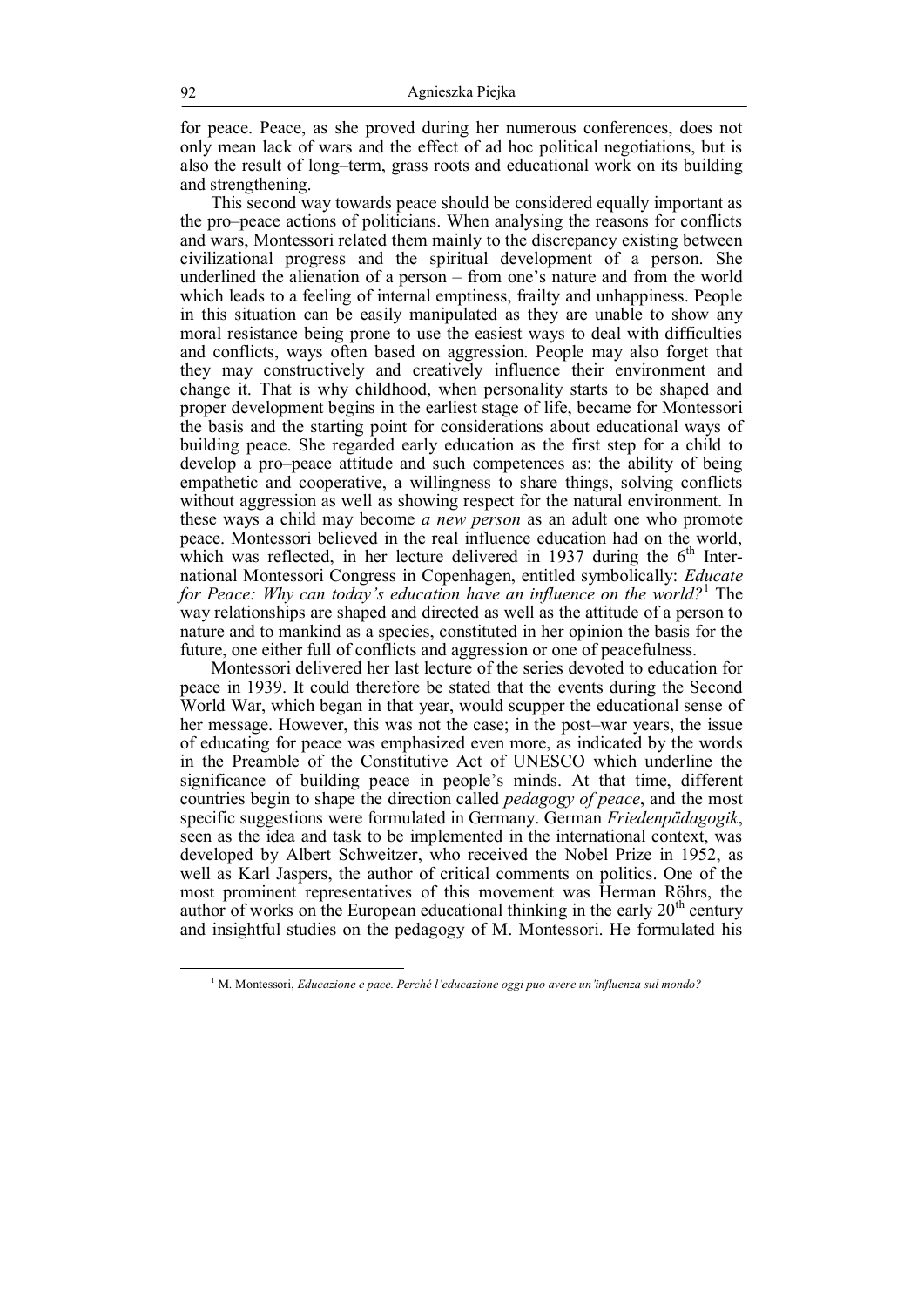for peace. Peace, as she proved during her numerous conferences, does not only mean lack of wars and the effect of ad hoc political negotiations, but is also the result of long–term, grass roots and educational work on its building and strengthening.

This second way towards peace should be considered equally important as the pro–peace actions of politicians. When analysing the reasons for conflicts and wars, Montessori related them mainly to the discrepancy existing between civilizational progress and the spiritual development of a person. She underlined the alienation of a person – from one's nature and from the world which leads to a feeling of internal emptiness, frailty and unhappiness. People in this situation can be easily manipulated as they are unable to show any moral resistance being prone to use the easiest ways to deal with difficulties and conflicts, ways often based on aggression. People may also forget that they may constructively and creatively influence their environment and change it. That is why childhood, when personality starts to be shaped and proper development begins in the earliest stage of life, became for Montessori the basis and the starting point for considerations about educational ways of building peace. She regarded early education as the first step for a child to develop a pro–peace attitude and such competences as: the ability of being empathetic and cooperative, a willingness to share things, solving conflicts without aggression as well as showing respect for the natural environment. In these ways a child may become *a new person* as an adult one who promote peace. Montessori believed in the real influence education had on the world, which was reflected, in her lecture delivered in 1937 during the 6th International Montessori Congress in Copenhagen, entitled symbolically: *Educate for Peace: Why can today's education have an influence on the world?*[1] The way relationships are shaped and directed as well as the attitude of a person to nature and to mankind as a species, constituted in her opinion the basis for the future, one either full of conflicts and aggression or one of peacefulness.

Montessori delivered her last lecture of the series devoted to education for peace in 1939. It could therefore be stated that the events during the Second World War, which began in that year, would scupper the educational sense of her message. However, this was not the case; in the post–war years, the issue of educating for peace was emphasized even more, as indicated by the words in the Preamble of the Constitutive Act of UNESCO which underline the significance of building peace in people's minds. At that time, different countries begin to shape the direction called *pedagogy of peace*, and the most specific suggestions were formulated in Germany. German *Friedenpädagogik*, seen as the idea and task to be implemented in the international context, was developed by Albert Schweitzer, who received the Nobel Prize in 1952, as well as Karl Jaspers, the author of critical comments on politics. One of the most prominent representatives of this movement was Herman Röhrs, the author of works on the European educational thinking in the early 20th century and insightful studies on the pedagogy of M. Montessori. He formulated his

[1] M. Montessori, *Educazione e pace. Perché l'educazione oggi puo avere un'influenza sul mondo?*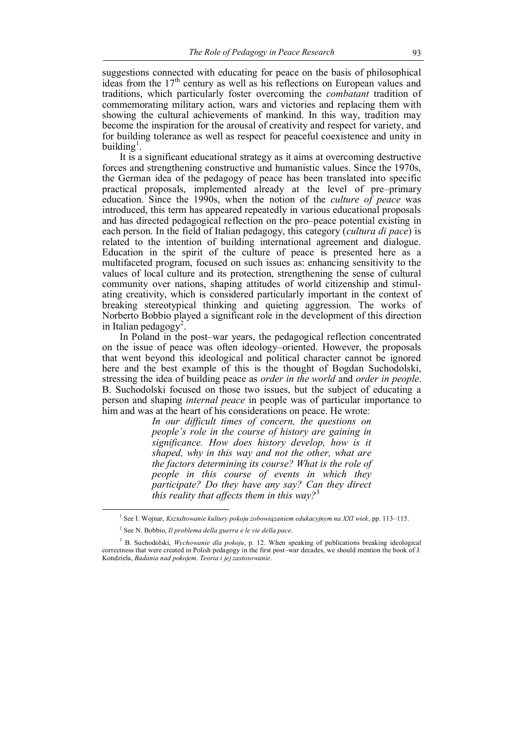suggestions connected with educating for peace on the basis of philosophical ideas from the 17th century as well as his reflections on European values and traditions, which particularly foster overcoming the *combatant* tradition of commemorating military action, wars and victories and replacing them with showing the cultural achievements of mankind. In this way, tradition may become the inspiration for the arousal of creativity and respect for variety, and for building tolerance as well as respect for peaceful coexistence and unity in building[1].

It is a significant educational strategy as it aims at overcoming destructive forces and strengthening constructive and humanistic values. Since the 1970s, the German idea of the pedagogy of peace has been translated into specific practical proposals, implemented already at the level of pre–primary education. Since the 1990s, when the notion of the *culture of peace* was introduced, this term has appeared repeatedly in various educational proposals and has directed pedagogical reflection on the pro–peace potential existing in each person. In the field of Italian pedagogy, this category (*cultura di pace*) is related to the intention of building international agreement and dialogue. Education in the spirit of the culture of peace is presented here as a multifaceted program, focused on such issues as: enhancing sensitivity to the values of local culture and its protection, strengthening the sense of cultural community over nations, shaping attitudes of world citizenship and stimulating creativity, which is considered particularly important in the context of breaking stereotypical thinking and quieting aggression. The works of Norberto Bobbio played a significant role in the development of this direction in Italian pedagogy[2].

In Poland in the post–war years, the pedagogical reflection concentrated on the issue of peace was often ideology–oriented. However, the proposals that went beyond this ideological and political character cannot be ignored here and the best example of this is the thought of Bogdan Suchodolski, stressing the idea of building peace as *order in the world* and *order in people*. B. Suchodolski focused on those two issues, but the subject of educating a person and shaping *internal peace* in people was of particular importance to him and was at the heart of his considerations on peace. He wrote:

> *In our difficult times of concern, the questions on people's role in the course of history are gaining in significance. How does history develop, how is it shaped, why in this way and not the other, what are the factors determining its course? What is the role of people in this course of events in which they participate? Do they have any say? Can they direct this reality that affects them in this way?*[3]

---

[1] See I. Wojnar, *Kształtowanie kultury pokoju zobowiązaniem edukacyjnym na XXI wiek*, pp. 113–115.

[2] See N. Bobbio, *Il problema della guerra e le vie della pace*.

[3] B. Suchodolski, *Wychowanie dla pokoju*, p. 12. When speaking of publications breaking ideological correctness that were created in Polish pedagogy in the first post–war decades, we should mention the book of J. Kondziela, *Badania nad pokojem. Teoria i jej zastosowanie*.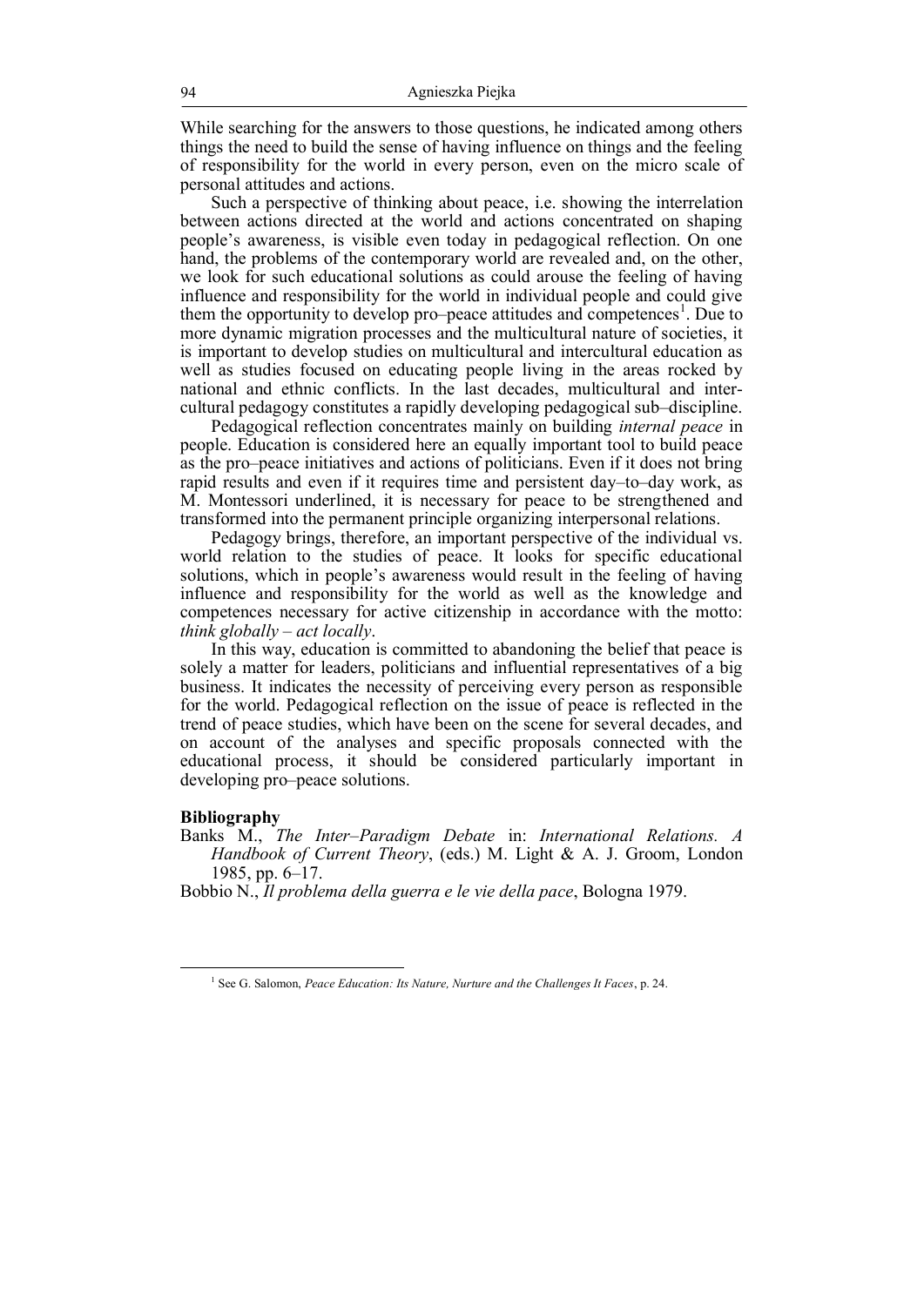While searching for the answers to those questions, he indicated among others things the need to build the sense of having influence on things and the feeling of responsibility for the world in every person, even on the micro scale of personal attitudes and actions.

Such a perspective of thinking about peace, i.e. showing the interrelation between actions directed at the world and actions concentrated on shaping people's awareness, is visible even today in pedagogical reflection. On one hand, the problems of the contemporary world are revealed and, on the other, we look for such educational solutions as could arouse the feeling of having influence and responsibility for the world in individual people and could give them the opportunity to develop pro–peace attitudes and competences[1]. Due to more dynamic migration processes and the multicultural nature of societies, it is important to develop studies on multicultural and intercultural education as well as studies focused on educating people living in the areas rocked by national and ethnic conflicts. In the last decades, multicultural and intercultural pedagogy constitutes a rapidly developing pedagogical sub–discipline.

Pedagogical reflection concentrates mainly on building *internal peace* in people. Education is considered here an equally important tool to build peace as the pro–peace initiatives and actions of politicians. Even if it does not bring rapid results and even if it requires time and persistent day–to–day work, as M. Montessori underlined, it is necessary for peace to be strengthened and transformed into the permanent principle organizing interpersonal relations.

Pedagogy brings, therefore, an important perspective of the individual vs. world relation to the studies of peace. It looks for specific educational solutions, which in people's awareness would result in the feeling of having influence and responsibility for the world as well as the knowledge and competences necessary for active citizenship in accordance with the motto: *think globally – act locally*.

In this way, education is committed to abandoning the belief that peace is solely a matter for leaders, politicians and influential representatives of a big business. It indicates the necessity of perceiving every person as responsible for the world. Pedagogical reflection on the issue of peace is reflected in the trend of peace studies, which have been on the scene for several decades, and on account of the analyses and specific proposals connected with the educational process, it should be considered particularly important in developing pro–peace solutions.

## Bibliography

Banks M., *The Inter–Paradigm Debate* in: *International Relations. A Handbook of Current Theory*, (eds.) M. Light & A. J. Groom, London 1985, pp. 6–17.

Bobbio N., *Il problema della guerra e le vie della pace*, Bologna 1979.

[1] See G. Salomon, *Peace Education: Its Nature, Nurture and the Challenges It Faces*, p. 24.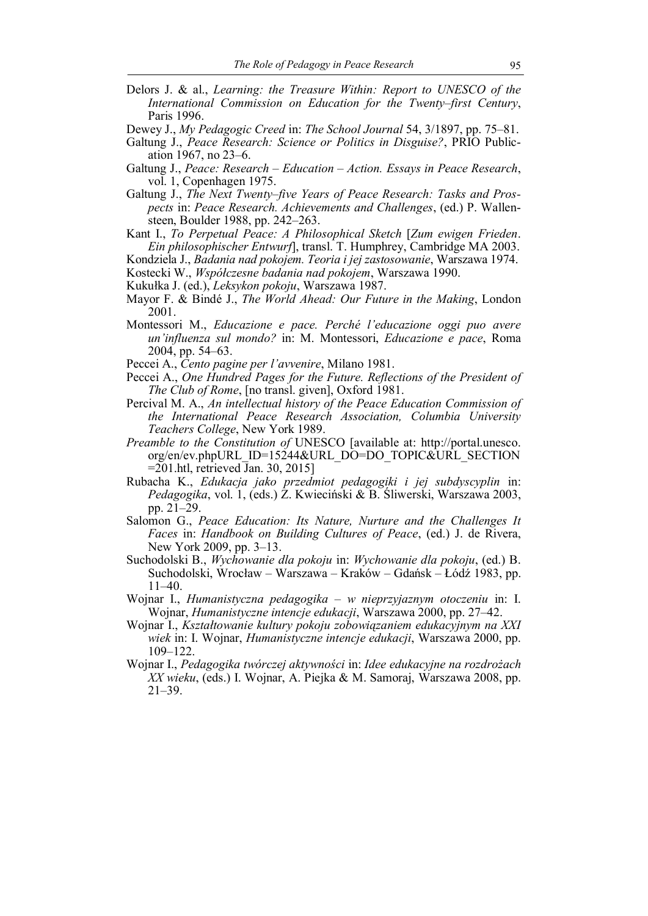Delors J. & al., *Learning: the Treasure Within: Report to UNESCO of the International Commission on Education for the Twenty–first Century*, Paris 1996.

Dewey J., *My Pedagogic Creed* in: *The School Journal* 54, 3/1897, pp. 75–81.

Galtung J., *Peace Research: Science or Politics in Disguise?*, PRIO Publication 1967, no 23–6.

Galtung J., *Peace: Research – Education – Action. Essays in Peace Research*, vol. 1, Copenhagen 1975.

Galtung J., *The Next Twenty–five Years of Peace Research: Tasks and Prospects* in: *Peace Research. Achievements and Challenges*, (ed.) P. Wallensteen, Boulder 1988, pp. 242–263.

Kant I., *To Perpetual Peace: A Philosophical Sketch* [*Zum ewigen Frieden*. *Ein philosophischer Entwurf*], transl. T. Humphrey, Cambridge MA 2003.

Kondziela J., *Badania nad pokojem. Teoria i jej zastosowanie*, Warszawa 1974.

Kostecki W., *Współczesne badania nad pokojem*, Warszawa 1990.

Kukułka J. (ed.), *Leksykon pokoju*, Warszawa 1987.

Mayor F. & Bindé J., *The World Ahead: Our Future in the Making*, London 2001.

Montessori M., *Educazione e pace. Perché l'educazione oggi puo avere un'influenza sul mondo?* in: M. Montessori, *Educazione e pace*, Roma 2004, pp. 54–63.

Peccei A., *Cento pagine per l'avvenire*, Milano 1981.

Peccei A., *One Hundred Pages for the Future. Reflections of the President of The Club of Rome*, [no transl. given], Oxford 1981.

Percival M. A., *An intellectual history of the Peace Education Commission of the International Peace Research Association, Columbia University Teachers College*, New York 1989.

*Preamble to the Constitution of* UNESCO [available at: http://portal.unesco.org/en/ev.phpURL_ID=15244&URL_DO=DO_TOPIC&URL_SECTION=201.htl, retrieved Jan. 30, 2015]

Rubacha K., *Edukacja jako przedmiot pedagogiki i jej subdyscyplin* in: *Pedagogika*, vol. 1, (eds.) Z. Kwieciński & B. Śliwerski, Warszawa 2003, pp. 21–29.

Salomon G., *Peace Education: Its Nature, Nurture and the Challenges It Faces* in: *Handbook on Building Cultures of Peace*, (ed.) J. de Rivera, New York 2009, pp. 3–13.

Suchodolski B., *Wychowanie dla pokoju* in: *Wychowanie dla pokoju*, (ed.) B. Suchodolski, Wrocław – Warszawa – Kraków – Gdańsk – Łódź 1983, pp. 11–40.

Wojnar I., *Humanistyczna pedagogika – w nieprzyjaznym otoczeniu* in: I. Wojnar, *Humanistyczne intencje edukacji*, Warszawa 2000, pp. 27–42.

Wojnar I., *Kształtowanie kultury pokoju zobowiązaniem edukacyjnym na XXI wiek* in: I. Wojnar, *Humanistyczne intencje edukacji*, Warszawa 2000, pp. 109–122.

Wojnar I., *Pedagogika twórczej aktywności* in: *Idee edukacyjne na rozdrożach XX wieku*, (eds.) I. Wojnar, A. Piejka & M. Samoraj, Warszawa 2008, pp. 21–39.